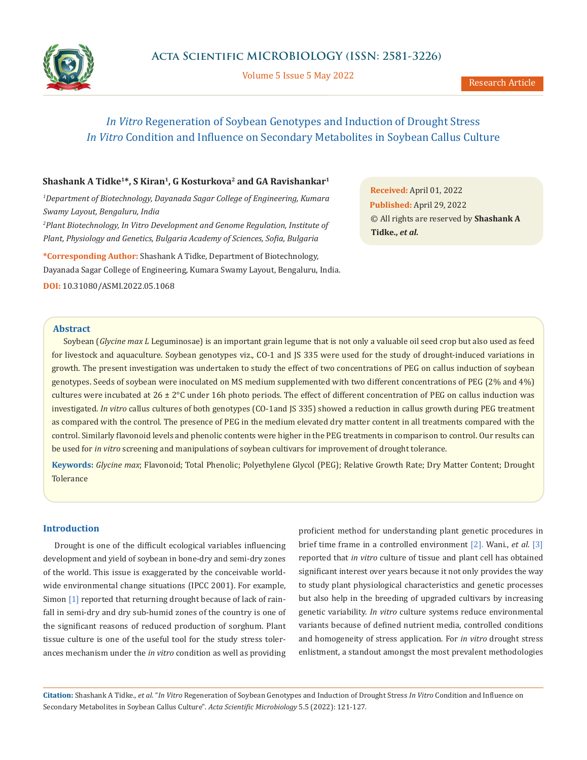# *In Vitro* Regeneration of Soybean Genotypes and Induction of Drought Stress *In Vitro* Condition and Influence on Secondary Metabolites in Soybean Callus Culture

**Shashank A Tidke[1]*, S Kiran[1], G Kosturkova[2] and GA Ravishankar[1]**

[1]*Department of Biotechnology, Dayanada Sagar College of Engineering, Kumara Swamy Layout, Bengaluru, India*

[2]*Plant Biotechnology, In Vitro Development and Genome Regulation, Institute of Plant, Physiology and Genetics, Bulgaria Academy of Sciences, Sofia, Bulgaria*

***Corresponding Author:** Shashank A Tidke, Department of Biotechnology, Dayanada Sagar College of Engineering, Kumara Swamy Layout, Bengaluru, India.

**DOI:** 10.31080/ASMI.2022.05.1068

**Received:** April 01, 2022
**Published:** April 29, 2022
© All rights are reserved by **Shashank A Tidke., *et al.***

## Abstract

Soybean (*Glycine max L* Leguminosae) is an important grain legume that is not only a valuable oil seed crop but also used as feed for livestock and aquaculture. Soybean genotypes viz., CO-1 and JS 335 were used for the study of drought-induced variations in growth. The present investigation was undertaken to study the effect of two concentrations of PEG on callus induction of soybean genotypes. Seeds of soybean were inoculated on MS medium supplemented with two different concentrations of PEG (2% and 4%) cultures were incubated at 26 ± 2°C under 16h photo periods. The effect of different concentration of PEG on callus induction was investigated. *In vitro* callus cultures of both genotypes (CO-1and JS 335) showed a reduction in callus growth during PEG treatment as compared with the control. The presence of PEG in the medium elevated dry matter content in all treatments compared with the control. Similarly flavonoid levels and phenolic contents were higher in the PEG treatments in comparison to control. Our results can be used for *in vitro* screening and manipulations of soybean cultivars for improvement of drought tolerance.

**Keywords:** *Glycine max*; Flavonoid; Total Phenolic; Polyethylene Glycol (PEG); Relative Growth Rate; Dry Matter Content; Drought Tolerance

## Introduction

Drought is one of the difficult ecological variables influencing development and yield of soybean in bone-dry and semi-dry zones of the world. This issue is exaggerated by the conceivable worldwide environmental change situations (IPCC 2001). For example, Simon [1] reported that returning drought because of lack of rainfall in semi-dry and dry sub-humid zones of the country is one of the significant reasons of reduced production of sorghum. Plant tissue culture is one of the useful tool for the study stress tolerances mechanism under the *in vitro* condition as well as providing proficient method for understanding plant genetic procedures in brief time frame in a controlled environment [2]. Wani., *et al.* [3] reported that *in vitro* culture of tissue and plant cell has obtained significant interest over years because it not only provides the way to study plant physiological characteristics and genetic processes but also help in the breeding of upgraded cultivars by increasing genetic variability. *In vitro* culture systems reduce environmental variants because of defined nutrient media, controlled conditions and homogeneity of stress application. For *in vitro* drought stress enlistment, a standout amongst the most prevalent methodologies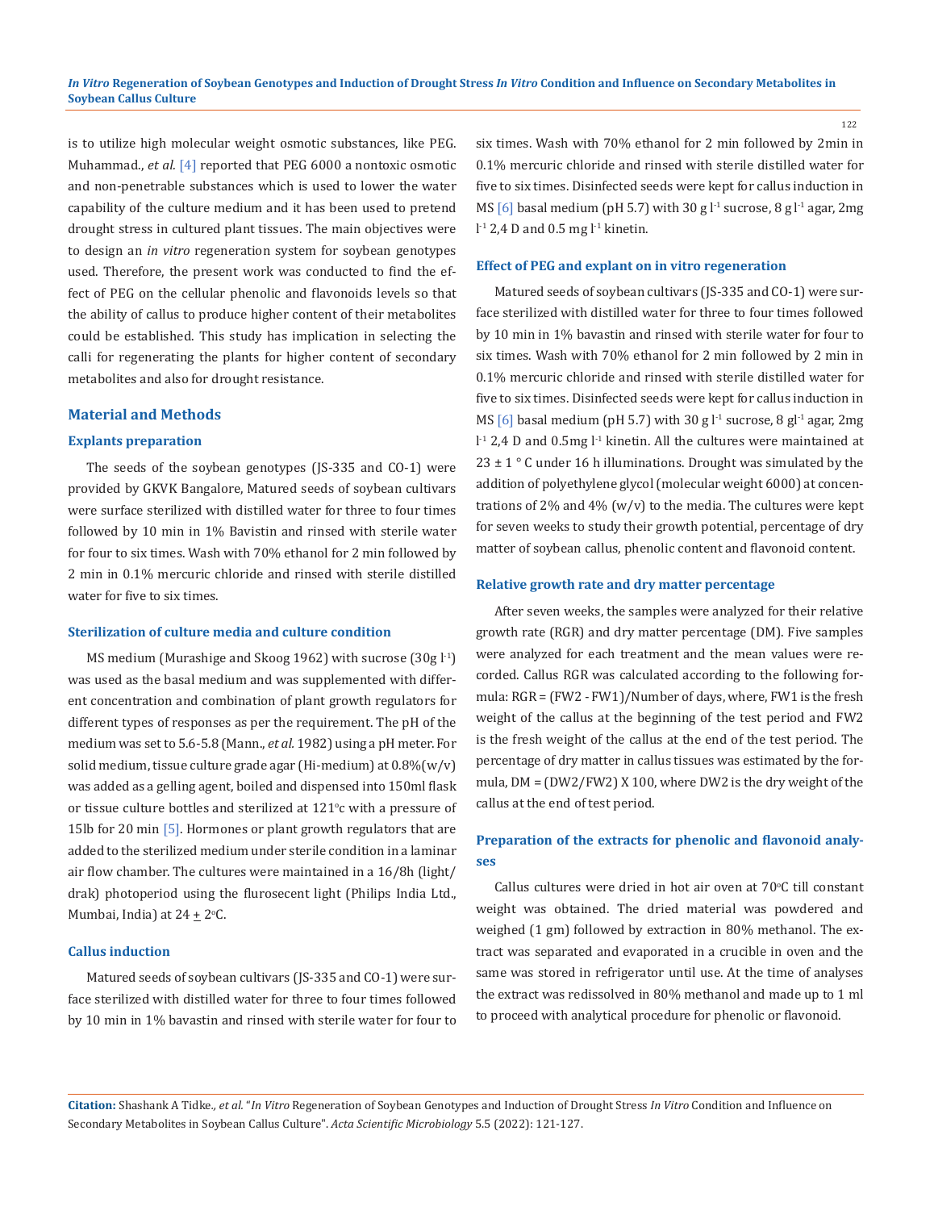is to utilize high molecular weight osmotic substances, like PEG. Muhammad., *et al.* [4] reported that PEG 6000 a nontoxic osmotic and non-penetrable substances which is used to lower the water capability of the culture medium and it has been used to pretend drought stress in cultured plant tissues. The main objectives were to design an *in vitro* regeneration system for soybean genotypes used. Therefore, the present work was conducted to find the effect of PEG on the cellular phenolic and flavonoids levels so that the ability of callus to produce higher content of their metabolites could be established. This study has implication in selecting the calli for regenerating the plants for higher content of secondary metabolites and also for drought resistance.

## Material and Methods

### Explants preparation

The seeds of the soybean genotypes (JS-335 and CO-1) were provided by GKVK Bangalore, Matured seeds of soybean cultivars were surface sterilized with distilled water for three to four times followed by 10 min in 1% Bavistin and rinsed with sterile water for four to six times. Wash with 70% ethanol for 2 min followed by 2 min in 0.1% mercuric chloride and rinsed with sterile distilled water for five to six times.

### Sterilization of culture media and culture condition

MS medium (Murashige and Skoog 1962) with sucrose (30g $l^{-1}$) was used as the basal medium and was supplemented with different concentration and combination of plant growth regulators for different types of responses as per the requirement. The pH of the medium was set to 5.6-5.8 (Mann., *et al.* 1982) using a pH meter. For solid medium, tissue culture grade agar (Hi-medium) at 0.8%(w/v) was added as a gelling agent, boiled and dispensed into 150ml flask or tissue culture bottles and sterilized at 121°c with a pressure of 15lb for 20 min [5]. Hormones or plant growth regulators that are added to the sterilized medium under sterile condition in a laminar air flow chamber. The cultures were maintained in a 16/8h (light/drak) photoperiod using the flurosecent light (Philips India Ltd., Mumbai, India) at 24 ± 2°C.

### Callus induction

Matured seeds of soybean cultivars (JS-335 and CO-1) were surface sterilized with distilled water for three to four times followed by 10 min in 1% bavastin and rinsed with sterile water for four to six times. Wash with 70% ethanol for 2 min followed by 2min in 0.1% mercuric chloride and rinsed with sterile distilled water for five to six times. Disinfected seeds were kept for callus induction in MS [6] basal medium (pH 5.7) with 30 g $l^{-1}$ sucrose, 8 g $l^{-1}$ agar, 2mg $l^{-1}$ 2,4 D and 0.5 mg $l^{-1}$ kinetin.

### Effect of PEG and explant on in vitro regeneration

Matured seeds of soybean cultivars (JS-335 and CO-1) were surface sterilized with distilled water for three to four times followed by 10 min in 1% bavastin and rinsed with sterile water for four to six times. Wash with 70% ethanol for 2 min followed by 2 min in 0.1% mercuric chloride and rinsed with sterile distilled water for five to six times. Disinfected seeds were kept for callus induction in MS [6] basal medium (pH 5.7) with 30 g $l^{-1}$ sucrose, 8 g$l^{-1}$ agar, 2mg $l^{-1}$ 2,4 D and 0.5mg $l^{-1}$ kinetin. All the cultures were maintained at 23 ± 1 ° C under 16 h illuminations. Drought was simulated by the addition of polyethylene glycol (molecular weight 6000) at concentrations of 2% and 4% (w/v) to the media. The cultures were kept for seven weeks to study their growth potential, percentage of dry matter of soybean callus, phenolic content and flavonoid content.

### Relative growth rate and dry matter percentage

After seven weeks, the samples were analyzed for their relative growth rate (RGR) and dry matter percentage (DM). Five samples were analyzed for each treatment and the mean values were recorded. Callus RGR was calculated according to the following formula: RGR = (FW2 - FW1)/Number of days, where, FW1 is the fresh weight of the callus at the beginning of the test period and FW2 is the fresh weight of the callus at the end of the test period. The percentage of dry matter in callus tissues was estimated by the formula, DM = (DW2/FW2) X 100, where DW2 is the dry weight of the callus at the end of test period.

### Preparation of the extracts for phenolic and flavonoid analyses

Callus cultures were dried in hot air oven at 70°C till constant weight was obtained. The dried material was powdered and weighed (1 gm) followed by extraction in 80% methanol. The extract was separated and evaporated in a crucible in oven and the same was stored in refrigerator until use. At the time of analyses the extract was redissolved in 80% methanol and made up to 1 ml to proceed with analytical procedure for phenolic or flavonoid.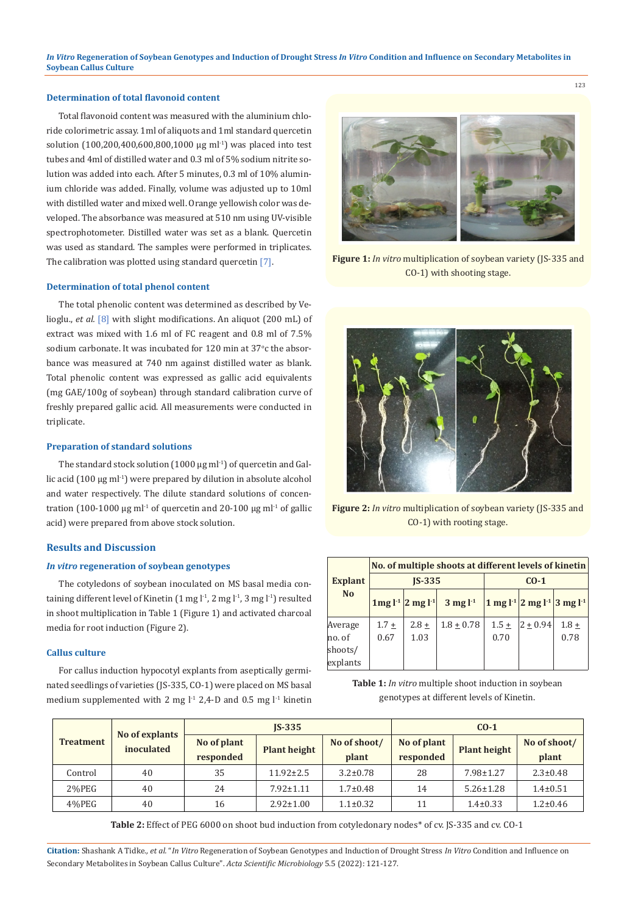#### Determination of total flavonoid content

Total flavonoid content was measured with the aluminium chloride colorimetric assay. 1ml of aliquots and 1ml standard quercetin solution (100,200,400,600,800,1000 µg ml$^{-1}$) was placed into test tubes and 4ml of distilled water and 0.3 ml of 5% sodium nitrite solution was added into each. After 5 minutes, 0.3 ml of 10% aluminium chloride was added. Finally, volume was adjusted up to 10ml with distilled water and mixed well. Orange yellowish color was developed. The absorbance was measured at 510 nm using UV-visible spectrophotometer. Distilled water was set as a blank. Quercetin was used as standard. The samples were performed in triplicates. The calibration was plotted using standard quercetin [7].

#### Determination of total phenol content

The total phenolic content was determined as described by Velioglu., *et al.* [8] with slight modifications. An aliquot (200 mL) of extract was mixed with 1.6 ml of FC reagent and 0.8 ml of 7.5% sodium carbonate. It was incubated for 120 min at 37°c the absorbance was measured at 740 nm against distilled water as blank. Total phenolic content was expressed as gallic acid equivalents (mg GAE/100g of soybean) through standard calibration curve of freshly prepared gallic acid. All measurements were conducted in triplicate.

#### Preparation of standard solutions

The standard stock solution (1000 µg ml$^{-1}$) of quercetin and Gallic acid (100 µg ml$^{-1}$) were prepared by dilution in absolute alcohol and water respectively. The dilute standard solutions of concentration (100-1000 µg ml$^{-1}$ of quercetin and 20-100 µg ml$^{-1}$ of gallic acid) were prepared from above stock solution.

### Results and Discussion

#### *In vitro* regeneration of soybean genotypes

The cotyledons of soybean inoculated on MS basal media containing different level of Kinetin (1 mg l$^{-1}$, 2 mg l$^{-1}$, 3 mg l$^{-1}$) resulted in shoot multiplication in Table 1 (Figure 1) and activated charcoal media for root induction (Figure 2).

#### Callus culture

For callus induction hypocotyl explants from aseptically germinated seedlings of varieties (JS-335, CO-1) were placed on MS basal medium supplemented with 2 mg l$^{-1}$ 2,4-D and 0.5 mg l$^{-1}$ kinetin

**Figure 1:** *In vitro* multiplication of soybean variety (JS-335 and CO-1) with shooting stage.

**Figure 2:** *In vitro* multiplication of soybean variety (JS-335 and CO-1) with rooting stage.

| Explant No | No. of multiple shoots at different levels of kinetin | | | | | |
|---|---|---|---|---|---|---|
| | JS-335 | | | CO-1 | | |
| | 1mg l$^{-1}$ | 2 mg l$^{-1}$ | 3 mg l$^{-1}$ | 1 mg l$^{-1}$ | 2 mg l$^{-1}$ | 3 mg l$^{-1}$ |
| Average no. of shoots/ explants | 1.7 ± 0.67 | 2.8 ± 1.03 | 1.8 ± 0.78 | 1.5 ± 0.70 | 2 ± 0.94 | 1.8 ± 0.78 |

**Table 1:** *In vitro* multiple shoot induction in soybean genotypes at different levels of Kinetin.

| Treatment | No of explants inoculated | JS-335 | | | CO-1 | | |
|---|---|---|---|---|---|---|---|
| | | No of plant responded | Plant height | No of shoot/ plant | No of plant responded | Plant height | No of shoot/ plant |
| Control | 40 | 35 | 11.92±2.5 | 3.2±0.78 | 28 | 7.98±1.27 | 2.3±0.48 |
| 2%PEG | 40 | 24 | 7.92±1.11 | 1.7±0.48 | 14 | 5.26±1.28 | 1.4±0.51 |
| 4%PEG | 40 | 16 | 2.92±1.00 | 1.1±0.32 | 11 | 1.4±0.33 | 1.2±0.46 |

**Table 2:** Effect of PEG 6000 on shoot bud induction from cotyledonary nodes* of cv. JS-335 and cv. CO-1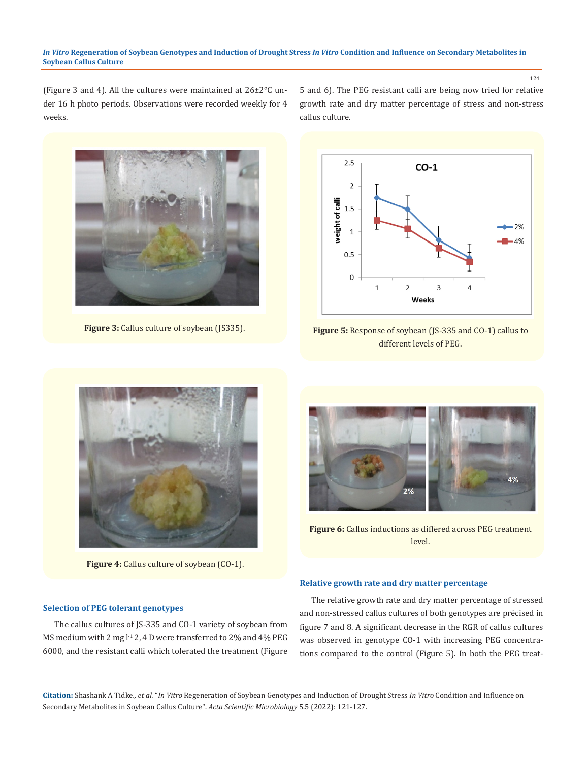(Figure 3 and 4). All the cultures were maintained at 26±2°C under 16 h photo periods. Observations were recorded weekly for 4 weeks.

Figure 3: Callus culture of soybean (JS335).

Figure 4: Callus culture of soybean (CO-1).

### Selection of PEG tolerant genotypes

The callus cultures of JS-335 and CO-1 variety of soybean from MS medium with 2 mg l[-1] 2, 4 D were transferred to 2% and 4% PEG 6000, and the resistant calli which tolerated the treatment (Figure 5 and 6). The PEG resistant calli are being now tried for relative growth rate and dry matter percentage of stress and non-stress callus culture.

Figure 5: Response of soybean (JS-335 and CO-1) callus to different levels of PEG.

Figure 6: Callus inductions as differed across PEG treatment level.

### Relative growth rate and dry matter percentage

The relative growth rate and dry matter percentage of stressed and non-stressed callus cultures of both genotypes are précised in figure 7 and 8. A significant decrease in the RGR of callus cultures was observed in genotype CO-1 with increasing PEG concentrations compared to the control (Figure 5). In both the PEG treat-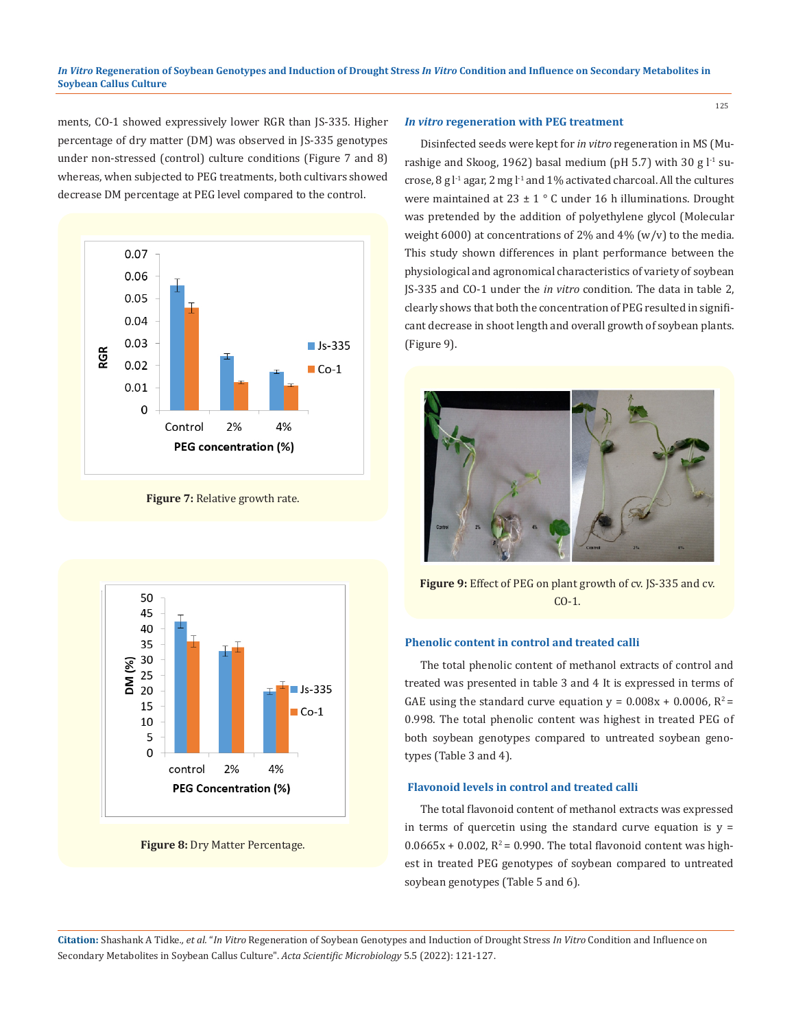ments, CO-1 showed expressively lower RGR than JS-335. Higher percentage of dry matter (DM) was observed in JS-335 genotypes under non-stressed (control) culture conditions (Figure 7 and 8) whereas, when subjected to PEG treatments, both cultivars showed decrease DM percentage at PEG level compared to the control.

**Figure 7:** Relative growth rate.

**Figure 8:** Dry Matter Percentage.

### *In vitro* regeneration with PEG treatment

Disinfected seeds were kept for *in vitro* regeneration in MS (Murashige and Skoog, 1962) basal medium (pH 5.7) with 30 g $l^{-1}$ sucrose, 8 g $l^{-1}$ agar, 2 mg $l^{-1}$ and 1% activated charcoal. All the cultures were maintained at 23 ± 1 ° C under 16 h illuminations. Drought was pretended by the addition of polyethylene glycol (Molecular weight 6000) at concentrations of 2% and 4% (w/v) to the media. This study shown differences in plant performance between the physiological and agronomical characteristics of variety of soybean JS-335 and CO-1 under the *in vitro* condition. The data in table 2, clearly shows that both the concentration of PEG resulted in significant decrease in shoot length and overall growth of soybean plants. (Figure 9).

**Figure 9:** Effect of PEG on plant growth of cv. JS-335 and cv. CO-1.

### Phenolic content in control and treated calli

The total phenolic content of methanol extracts of control and treated was presented in table 3 and 4 It is expressed in terms of GAE using the standard curve equation y = 0.008x + 0.0006, $R^2$ = 0.998. The total phenolic content was highest in treated PEG of both soybean genotypes compared to untreated soybean genotypes (Table 3 and 4).

### Flavonoid levels in control and treated calli

The total flavonoid content of methanol extracts was expressed in terms of quercetin using the standard curve equation is y = 0.0665x + 0.002, $R^2$ = 0.990. The total flavonoid content was highest in treated PEG genotypes of soybean compared to untreated soybean genotypes (Table 5 and 6).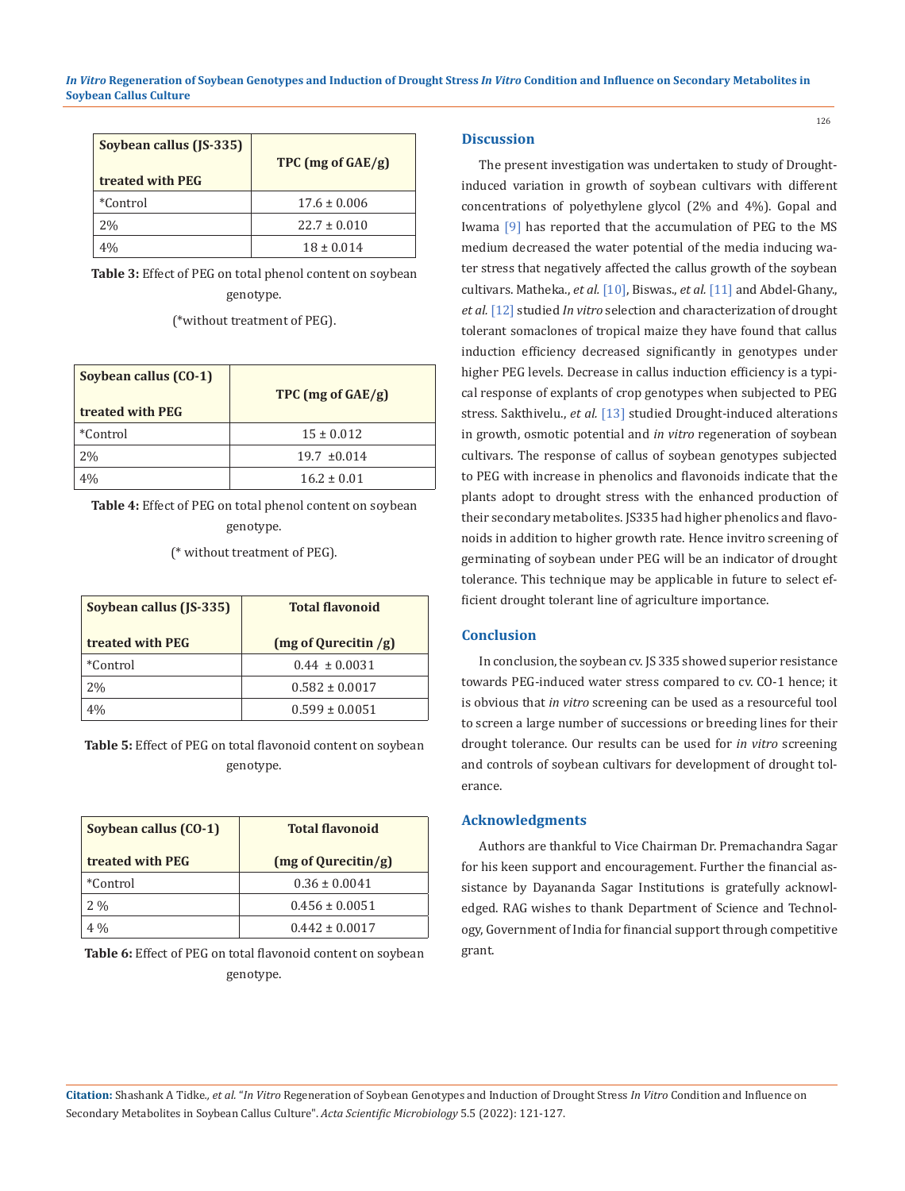| Soybean callus (JS-335) treated with PEG | TPC (mg of GAE/g) |
|---|---|
| *Control | 17.6 ± 0.006 |
| 2% | 22.7 ± 0.010 |
| 4% | 18 ± 0.014 |

**Table 3:** Effect of PEG on total phenol content on soybean genotype.

(*without treatment of PEG).

| Soybean callus (CO-1) treated with PEG | TPC (mg of GAE/g) |
|---|---|
| *Control | 15 ± 0.012 |
| 2% | 19.7 ±0.014 |
| 4% | 16.2 ± 0.01 |

**Table 4:** Effect of PEG on total phenol content on soybean genotype.

(* without treatment of PEG).

| Soybean callus (JS-335) treated with PEG | Total flavonoid (mg of Qurecitin /g) |
|---|---|
| *Control | 0.44 ± 0.0031 |
| 2% | 0.582 ± 0.0017 |
| 4% | 0.599 ± 0.0051 |

**Table 5:** Effect of PEG on total flavonoid content on soybean genotype.

| Soybean callus (CO-1) treated with PEG | Total flavonoid (mg of Qurecitin/g) |
|---|---|
| *Control | 0.36 ± 0.0041 |
| 2 % | 0.456 ± 0.0051 |
| 4 % | 0.442 ± 0.0017 |

**Table 6:** Effect of PEG on total flavonoid content on soybean genotype.

## Discussion

The present investigation was undertaken to study of Drought-induced variation in growth of soybean cultivars with different concentrations of polyethylene glycol (2% and 4%). Gopal and Iwama [9] has reported that the accumulation of PEG to the MS medium decreased the water potential of the media inducing water stress that negatively affected the callus growth of the soybean cultivars. Matheka., *et al.* [10], Biswas., *et al.* [11] and Abdel-Ghany., *et al.* [12] studied *In vitro* selection and characterization of drought tolerant somaclones of tropical maize they have found that callus induction efficiency decreased significantly in genotypes under higher PEG levels. Decrease in callus induction efficiency is a typical response of explants of crop genotypes when subjected to PEG stress. Sakthivelu., *et al.* [13] studied Drought-induced alterations in growth, osmotic potential and *in vitro* regeneration of soybean cultivars. The response of callus of soybean genotypes subjected to PEG with increase in phenolics and flavonoids indicate that the plants adopt to drought stress with the enhanced production of their secondary metabolites. JS335 had higher phenolics and flavonoids in addition to higher growth rate. Hence invitro screening of germinating of soybean under PEG will be an indicator of drought tolerance. This technique may be applicable in future to select efficient drought tolerant line of agriculture importance.

## Conclusion

In conclusion, the soybean cv. JS 335 showed superior resistance towards PEG-induced water stress compared to cv. CO-1 hence; it is obvious that *in vitro* screening can be used as a resourceful tool to screen a large number of successions or breeding lines for their drought tolerance. Our results can be used for *in vitro* screening and controls of soybean cultivars for development of drought tolerance.

## Acknowledgments

Authors are thankful to Vice Chairman Dr. Premachandra Sagar for his keen support and encouragement. Further the financial assistance by Dayananda Sagar Institutions is gratefully acknowledged. RAG wishes to thank Department of Science and Technology, Government of India for financial support through competitive grant.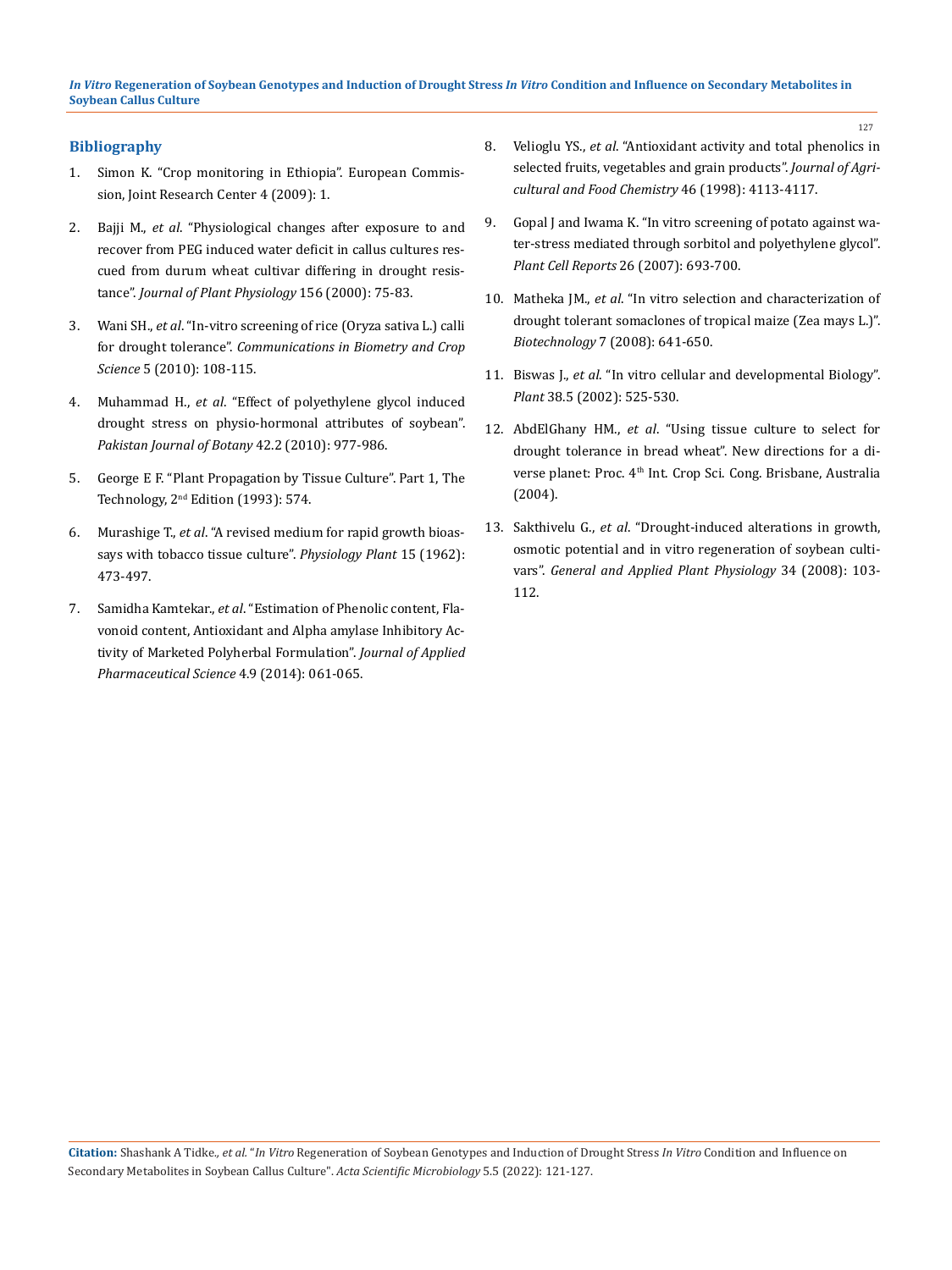## Bibliography

1. Simon K. "Crop monitoring in Ethiopia". European Commission, Joint Research Center 4 (2009): 1.
2. Bajji M., *et al*. "Physiological changes after exposure to and recover from PEG induced water deficit in callus cultures rescued from durum wheat cultivar differing in drought resistance". *Journal of Plant Physiology* 156 (2000): 75-83.
3. Wani SH., *et al*. "In-vitro screening of rice (Oryza sativa L.) calli for drought tolerance". *Communications in Biometry and Crop Science* 5 (2010): 108-115.
4. Muhammad H., *et al*. "Effect of polyethylene glycol induced drought stress on physio-hormonal attributes of soybean". *Pakistan Journal of Botany* 42.2 (2010): 977-986.
5. George E F. "Plant Propagation by Tissue Culture". Part 1, The Technology, 2nd Edition (1993): 574.
6. Murashige T., *et al*. "A revised medium for rapid growth bioassays with tobacco tissue culture". *Physiology Plant* 15 (1962): 473-497.
7. Samidha Kamtekar., *et al*. "Estimation of Phenolic content, Flavonoid content, Antioxidant and Alpha amylase Inhibitory Activity of Marketed Polyherbal Formulation". *Journal of Applied Pharmaceutical Science* 4.9 (2014): 061-065.
8. Velioglu YS., *et al*. "Antioxidant activity and total phenolics in selected fruits, vegetables and grain products". *Journal of Agricultural and Food Chemistry* 46 (1998): 4113-4117.
9. Gopal J and Iwama K. "In vitro screening of potato against water-stress mediated through sorbitol and polyethylene glycol". *Plant Cell Reports* 26 (2007): 693-700.
10. Matheka JM., *et al*. "In vitro selection and characterization of drought tolerant somaclones of tropical maize (Zea mays L.)". *Biotechnology* 7 (2008): 641-650.
11. Biswas J., *et al*. "In vitro cellular and developmental Biology". *Plant* 38.5 (2002): 525-530.
12. AbdElGhany HM., *et al*. "Using tissue culture to select for drought tolerance in bread wheat". New directions for a diverse planet: Proc. 4th Int. Crop Sci. Cong. Brisbane, Australia (2004).
13. Sakthivelu G., *et al*. "Drought-induced alterations in growth, osmotic potential and in vitro regeneration of soybean cultivars". *General and Applied Plant Physiology* 34 (2008): 103-112.

**Citation:** Shashank A Tidke., *et al.* "*In Vitro* Regeneration of Soybean Genotypes and Induction of Drought Stress *In Vitro* Condition and Influence on Secondary Metabolites in Soybean Callus Culture". *Acta Scientific Microbiology* 5.5 (2022): 121-127.